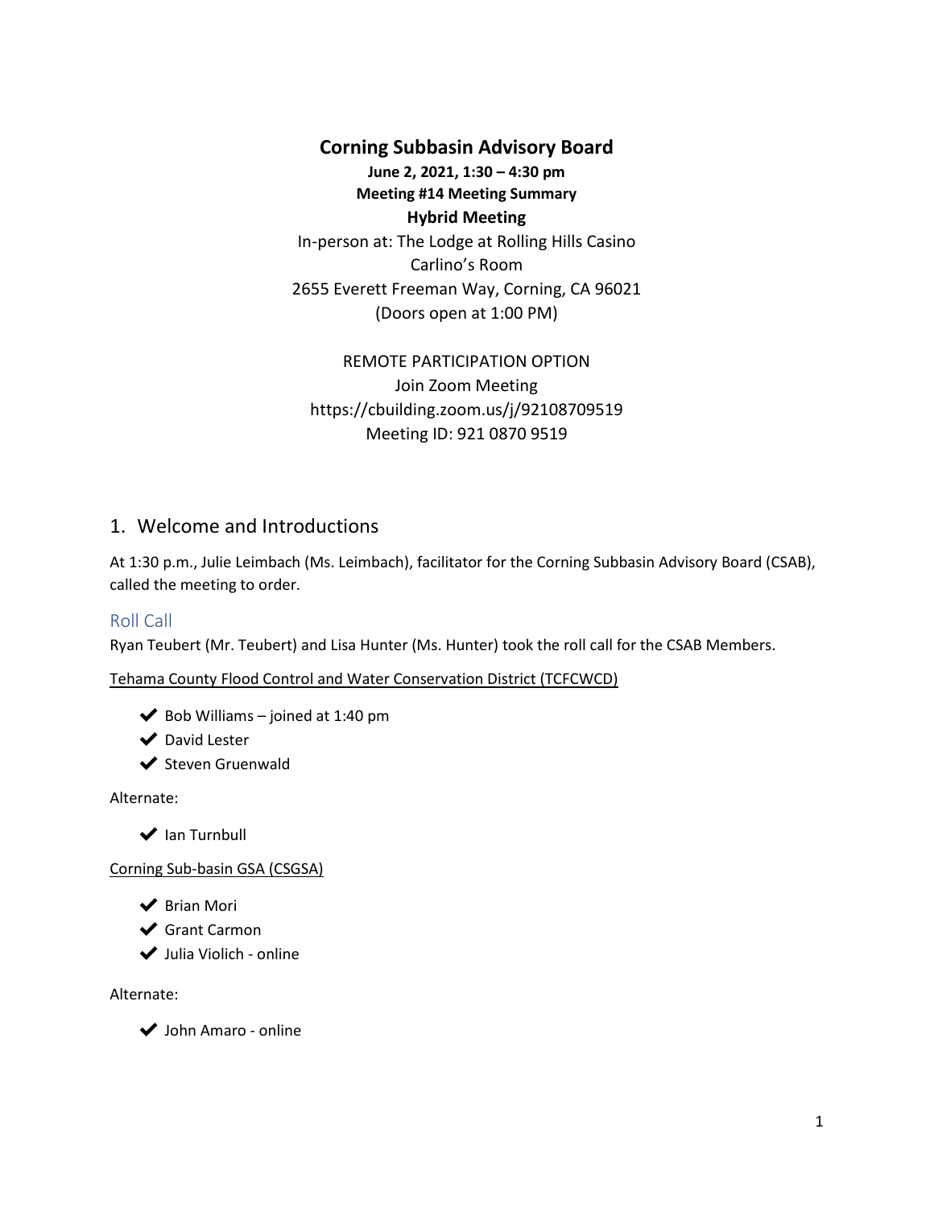# Corning Subbasin Advisory Board

**June 2, 2021, 1:30 – 4:30 pm**
**Meeting #14 Meeting Summary**
**Hybrid Meeting**

In-person at: The Lodge at Rolling Hills Casino
Carlino's Room
2655 Everett Freeman Way, Corning, CA 96021
(Doors open at 1:00 PM)

REMOTE PARTICIPATION OPTION
Join Zoom Meeting
https://cbuilding.zoom.us/j/92108709519
Meeting ID: 921 0870 9519

## 1. Welcome and Introductions

At 1:30 p.m., Julie Leimbach (Ms. Leimbach), facilitator for the Corning Subbasin Advisory Board (CSAB), called the meeting to order.

### Roll Call

Ryan Teubert (Mr. Teubert) and Lisa Hunter (Ms. Hunter) took the roll call for the CSAB Members.

Tehama County Flood Control and Water Conservation District (TCFCWCD)

- ✔ Bob Williams – joined at 1:40 pm
- ✔ David Lester
- ✔ Steven Gruenwald

Alternate:

- ✔ Ian Turnbull

Corning Sub-basin GSA (CSGSA)

- ✔ Brian Mori
- ✔ Grant Carmon
- ✔ Julia Violich - online

Alternate:

- ✔ John Amaro - online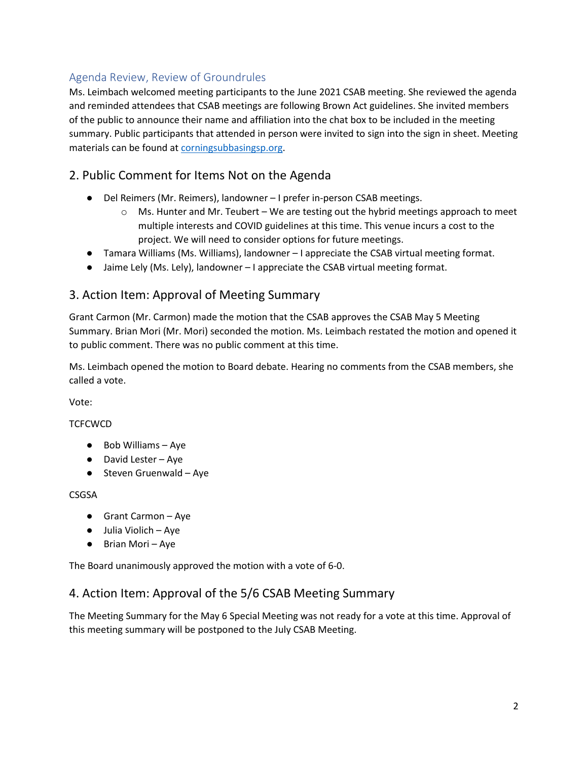## Agenda Review, Review of Groundrules

Ms. Leimbach welcomed meeting participants to the June 2021 CSAB meeting. She reviewed the agenda and reminded attendees that CSAB meetings are following Brown Act guidelines. She invited members of the public to announce their name and affiliation into the chat box to be included in the meeting summary. Public participants that attended in person were invited to sign into the sign in sheet. Meeting materials can be found at [corningsubbasingsp.org](corningsubbasingsp.org).

## 2. Public Comment for Items Not on the Agenda

- Del Reimers (Mr. Reimers), landowner – I prefer in-person CSAB meetings.
    - Ms. Hunter and Mr. Teubert – We are testing out the hybrid meetings approach to meet multiple interests and COVID guidelines at this time. This venue incurs a cost to the project. We will need to consider options for future meetings.
- Tamara Williams (Ms. Williams), landowner – I appreciate the CSAB virtual meeting format.
- Jaime Lely (Ms. Lely), landowner – I appreciate the CSAB virtual meeting format.

## 3. Action Item: Approval of Meeting Summary

Grant Carmon (Mr. Carmon) made the motion that the CSAB approves the CSAB May 5 Meeting Summary. Brian Mori (Mr. Mori) seconded the motion. Ms. Leimbach restated the motion and opened it to public comment. There was no public comment at this time.

Ms. Leimbach opened the motion to Board debate. Hearing no comments from the CSAB members, she called a vote.

Vote:

TCFCWCD

- Bob Williams – Aye
- David Lester – Aye
- Steven Gruenwald – Aye

CSGSA

- Grant Carmon – Aye
- Julia Violich – Aye
- Brian Mori – Aye

The Board unanimously approved the motion with a vote of 6-0.

## 4. Action Item: Approval of the 5/6 CSAB Meeting Summary

The Meeting Summary for the May 6 Special Meeting was not ready for a vote at this time. Approval of this meeting summary will be postponed to the July CSAB Meeting.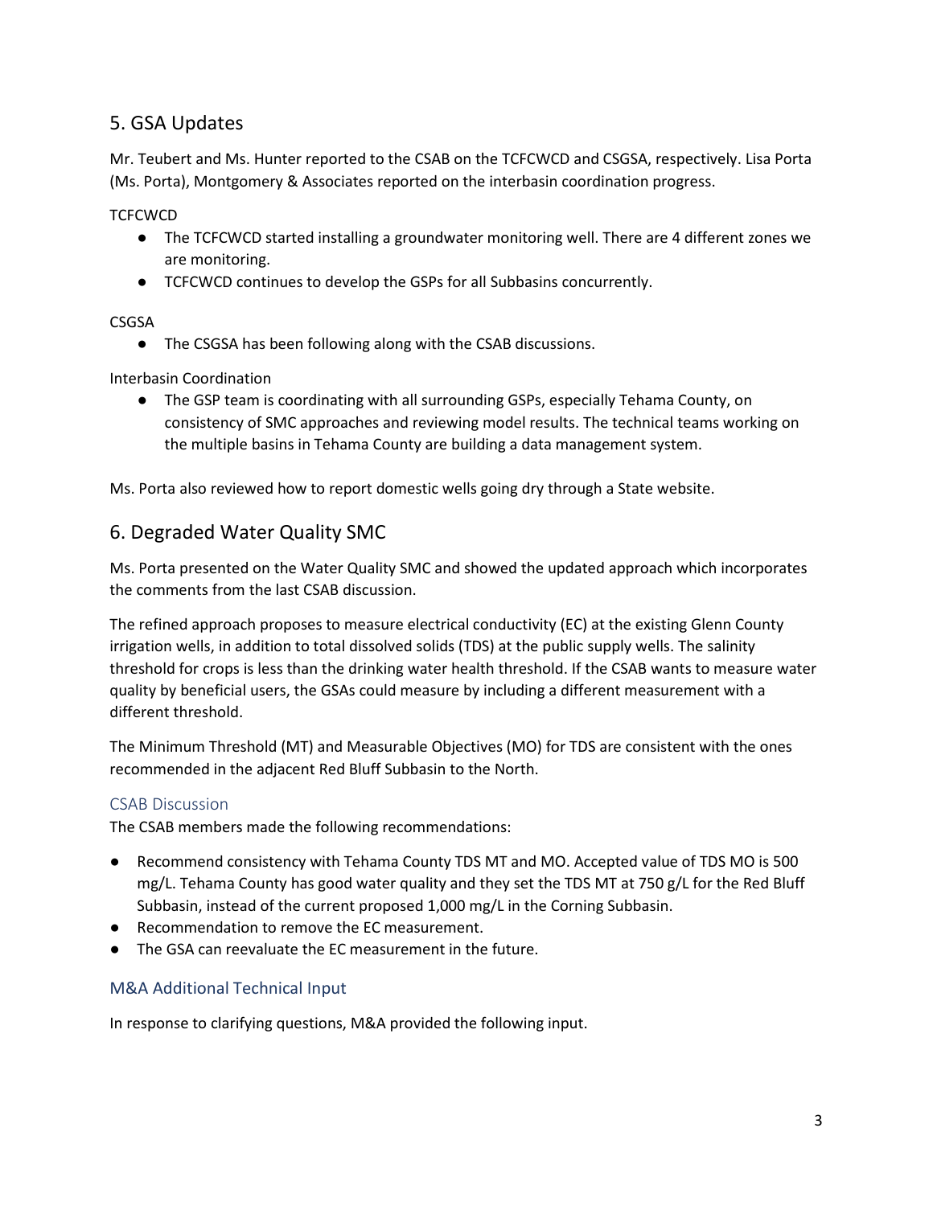## 5. GSA Updates

Mr. Teubert and Ms. Hunter reported to the CSAB on the TCFCWCD and CSGSA, respectively. Lisa Porta (Ms. Porta), Montgomery & Associates reported on the interbasin coordination progress.

TCFCWCD

- The TCFCWCD started installing a groundwater monitoring well. There are 4 different zones we are monitoring.
- TCFCWCD continues to develop the GSPs for all Subbasins concurrently.

CSGSA

- The CSGSA has been following along with the CSAB discussions.

Interbasin Coordination

- The GSP team is coordinating with all surrounding GSPs, especially Tehama County, on consistency of SMC approaches and reviewing model results. The technical teams working on the multiple basins in Tehama County are building a data management system.

Ms. Porta also reviewed how to report domestic wells going dry through a State website.

## 6. Degraded Water Quality SMC

Ms. Porta presented on the Water Quality SMC and showed the updated approach which incorporates the comments from the last CSAB discussion.

The refined approach proposes to measure electrical conductivity (EC) at the existing Glenn County irrigation wells, in addition to total dissolved solids (TDS) at the public supply wells. The salinity threshold for crops is less than the drinking water health threshold. If the CSAB wants to measure water quality by beneficial users, the GSAs could measure by including a different measurement with a different threshold.

The Minimum Threshold (MT) and Measurable Objectives (MO) for TDS are consistent with the ones recommended in the adjacent Red Bluff Subbasin to the North.

### CSAB Discussion

The CSAB members made the following recommendations:

- Recommend consistency with Tehama County TDS MT and MO. Accepted value of TDS MO is 500 mg/L. Tehama County has good water quality and they set the TDS MT at 750 g/L for the Red Bluff Subbasin, instead of the current proposed 1,000 mg/L in the Corning Subbasin.
- Recommendation to remove the EC measurement.
- The GSA can reevaluate the EC measurement in the future.

### M&A Additional Technical Input

In response to clarifying questions, M&A provided the following input.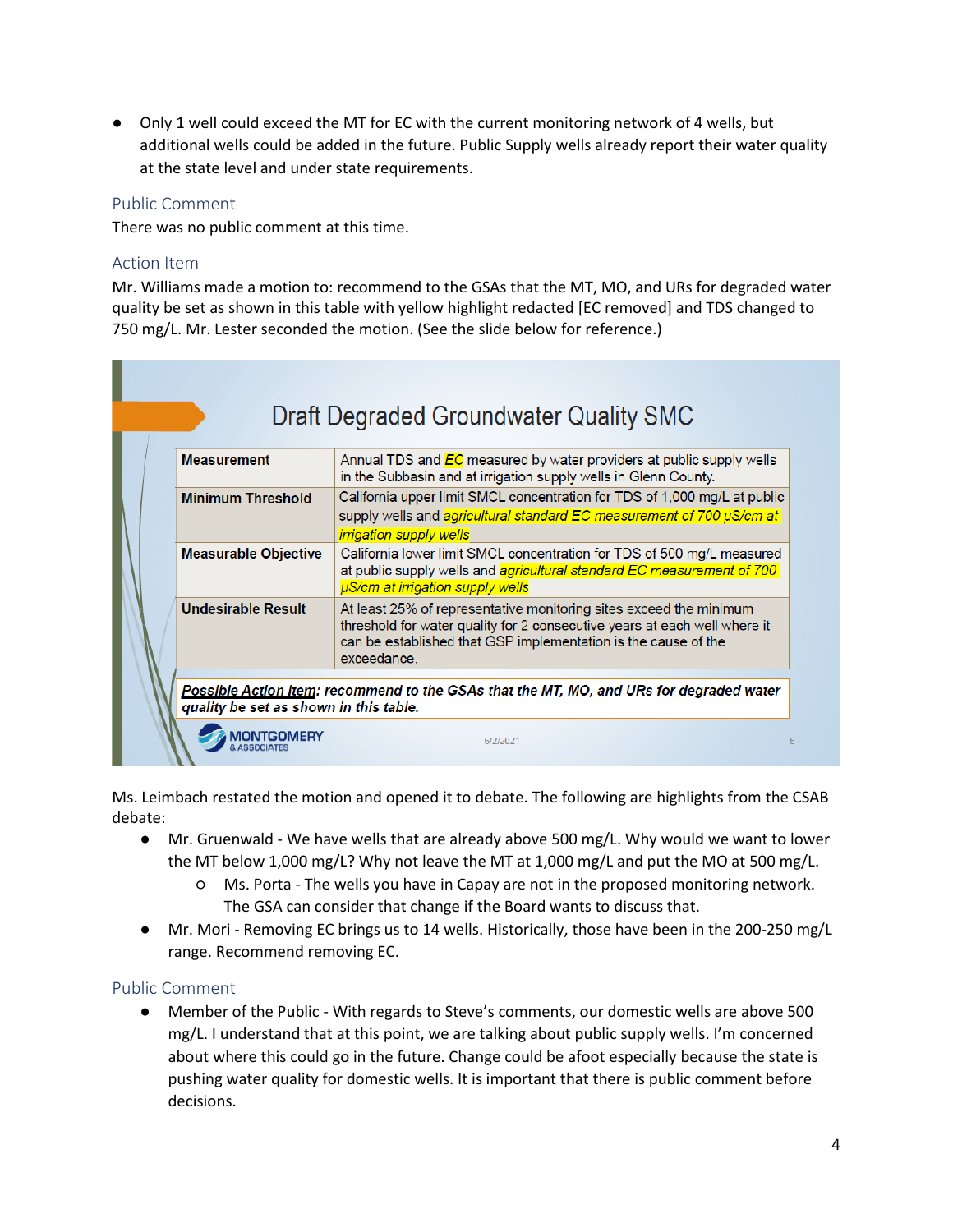- Only 1 well could exceed the MT for EC with the current monitoring network of 4 wells, but additional wells could be added in the future. Public Supply wells already report their water quality at the state level and under state requirements.

### Public Comment

There was no public comment at this time.

### Action Item

Mr. Williams made a motion to: recommend to the GSAs that the MT, MO, and URs for degraded water quality be set as shown in this table with yellow highlight redacted [EC removed] and TDS changed to 750 mg/L. Mr. Lester seconded the motion. (See the slide below for reference.)

**Draft Degraded Groundwater Quality SMC**

| | |
|---|---|
| **Measurement** | Annual TDS and *EC* measured by water providers at public supply wells in the Subbasin and at irrigation supply wells in Glenn County. |
| **Minimum Threshold** | California upper limit SMCL concentration for TDS of 1,000 mg/L at public supply wells and *agricultural standard EC measurement of 700 µS/cm at irrigation supply wells* |
| **Measurable Objective** | California lower limit SMCL concentration for TDS of 500 mg/L measured at public supply wells and *agricultural standard EC measurement of 700 µS/cm at irrigation supply wells* |
| **Undesirable Result** | At least 25% of representative monitoring sites exceed the minimum threshold for water quality for 2 consecutive years at each well where it can be established that GSP implementation is the cause of the exceedance. |

***Possible Action Item*: recommend to the GSAs that the MT, MO, and URs for degraded water quality be set as shown in this table.**

MONTGOMERY & ASSOCIATES 6/2/2021 5

Ms. Leimbach restated the motion and opened it to debate. The following are highlights from the CSAB debate:

- Mr. Gruenwald - We have wells that are already above 500 mg/L. Why would we want to lower the MT below 1,000 mg/L? Why not leave the MT at 1,000 mg/L and put the MO at 500 mg/L.
  - Ms. Porta - The wells you have in Capay are not in the proposed monitoring network. The GSA can consider that change if the Board wants to discuss that.
- Mr. Mori - Removing EC brings us to 14 wells. Historically, those have been in the 200-250 mg/L range. Recommend removing EC.

### Public Comment

- Member of the Public - With regards to Steve's comments, our domestic wells are above 500 mg/L. I understand that at this point, we are talking about public supply wells. I'm concerned about where this could go in the future. Change could be afoot especially because the state is pushing water quality for domestic wells. It is important that there is public comment before decisions.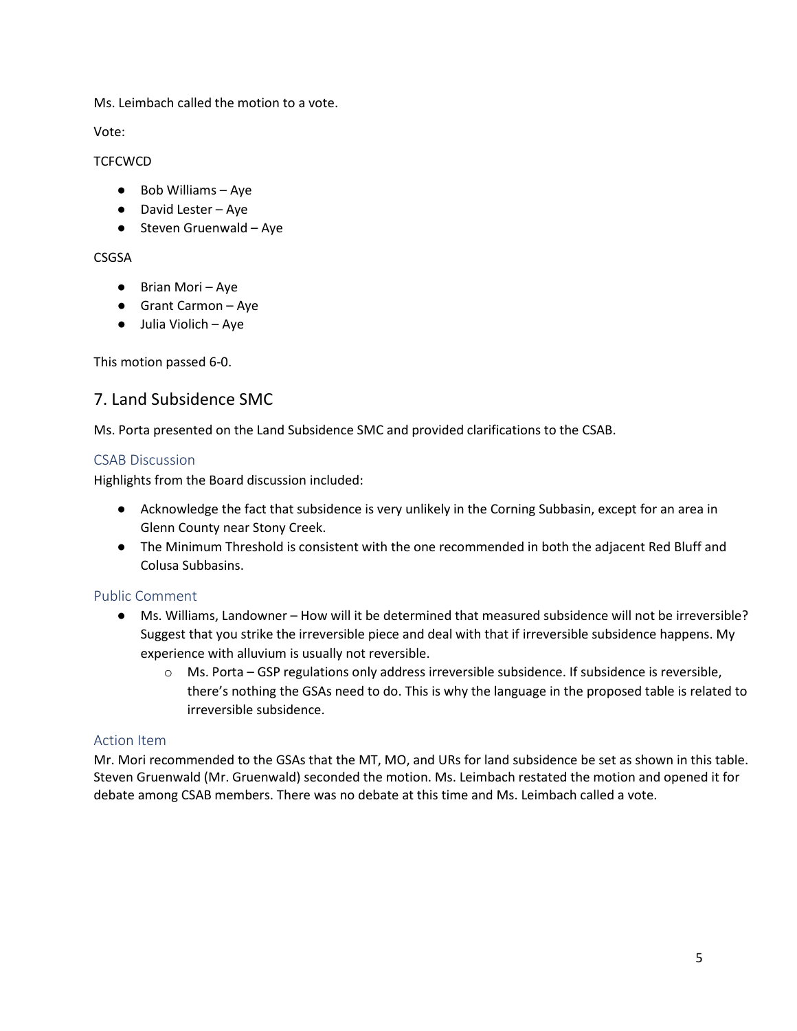Ms. Leimbach called the motion to a vote.

Vote:

TCFCWCD

- Bob Williams – Aye
- David Lester – Aye
- Steven Gruenwald – Aye

CSGSA

- Brian Mori – Aye
- Grant Carmon – Aye
- Julia Violich – Aye

This motion passed 6-0.

## 7. Land Subsidence SMC

Ms. Porta presented on the Land Subsidence SMC and provided clarifications to the CSAB.

### CSAB Discussion

Highlights from the Board discussion included:

- Acknowledge the fact that subsidence is very unlikely in the Corning Subbasin, except for an area in Glenn County near Stony Creek.
- The Minimum Threshold is consistent with the one recommended in both the adjacent Red Bluff and Colusa Subbasins.

### Public Comment

- Ms. Williams, Landowner – How will it be determined that measured subsidence will not be irreversible? Suggest that you strike the irreversible piece and deal with that if irreversible subsidence happens. My experience with alluvium is usually not reversible.
  - Ms. Porta – GSP regulations only address irreversible subsidence. If subsidence is reversible, there's nothing the GSAs need to do. This is why the language in the proposed table is related to irreversible subsidence.

### Action Item

Mr. Mori recommended to the GSAs that the MT, MO, and URs for land subsidence be set as shown in this table. Steven Gruenwald (Mr. Gruenwald) seconded the motion. Ms. Leimbach restated the motion and opened it for debate among CSAB members. There was no debate at this time and Ms. Leimbach called a vote.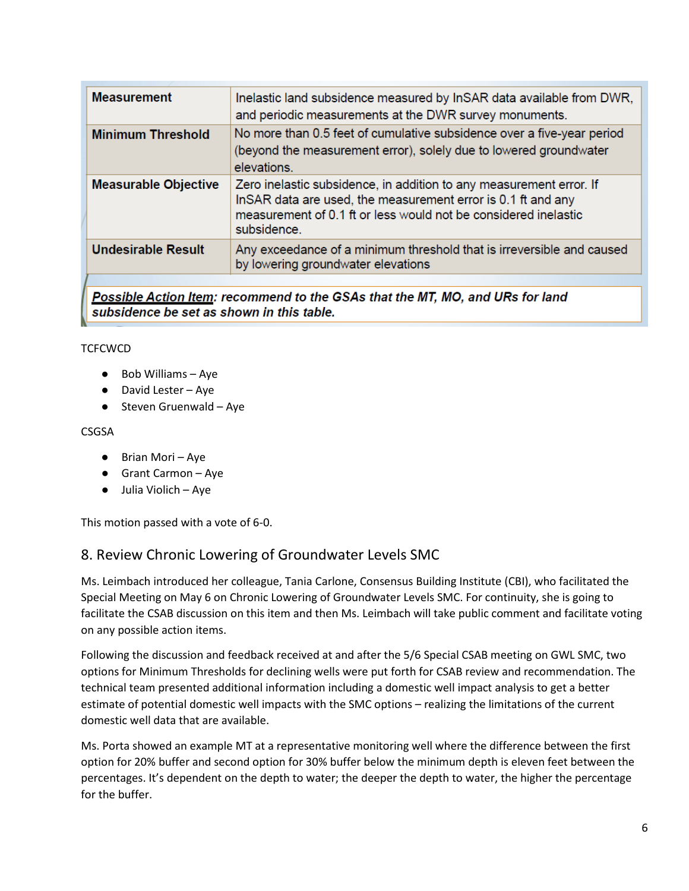| Measurement | Inelastic land subsidence measured by InSAR data available from DWR, and periodic measurements at the DWR survey monuments. |
|---|---|
| Minimum Threshold | No more than 0.5 feet of cumulative subsidence over a five-year period (beyond the measurement error), solely due to lowered groundwater elevations. |
| Measurable Objective | Zero inelastic subsidence, in addition to any measurement error. If InSAR data are used, the measurement error is 0.1 ft and any measurement of 0.1 ft or less would not be considered inelastic subsidence. |
| Undesirable Result | Any exceedance of a minimum threshold that is irreversible and caused by lowering groundwater elevations |

***Possible Action Item*: recommend to the GSAs that the MT, MO, and URs for land subsidence be set as shown in this table.**

TCFCWCD

- Bob Williams – Aye
- David Lester – Aye
- Steven Gruenwald – Aye

CSGSA

- Brian Mori – Aye
- Grant Carmon – Aye
- Julia Violich – Aye

This motion passed with a vote of 6-0.

## 8. Review Chronic Lowering of Groundwater Levels SMC

Ms. Leimbach introduced her colleague, Tania Carlone, Consensus Building Institute (CBI), who facilitated the Special Meeting on May 6 on Chronic Lowering of Groundwater Levels SMC. For continuity, she is going to facilitate the CSAB discussion on this item and then Ms. Leimbach will take public comment and facilitate voting on any possible action items.

Following the discussion and feedback received at and after the 5/6 Special CSAB meeting on GWL SMC, two options for Minimum Thresholds for declining wells were put forth for CSAB review and recommendation. The technical team presented additional information including a domestic well impact analysis to get a better estimate of potential domestic well impacts with the SMC options – realizing the limitations of the current domestic well data that are available.

Ms. Porta showed an example MT at a representative monitoring well where the difference between the first option for 20% buffer and second option for 30% buffer below the minimum depth is eleven feet between the percentages. It's dependent on the depth to water; the deeper the depth to water, the higher the percentage for the buffer.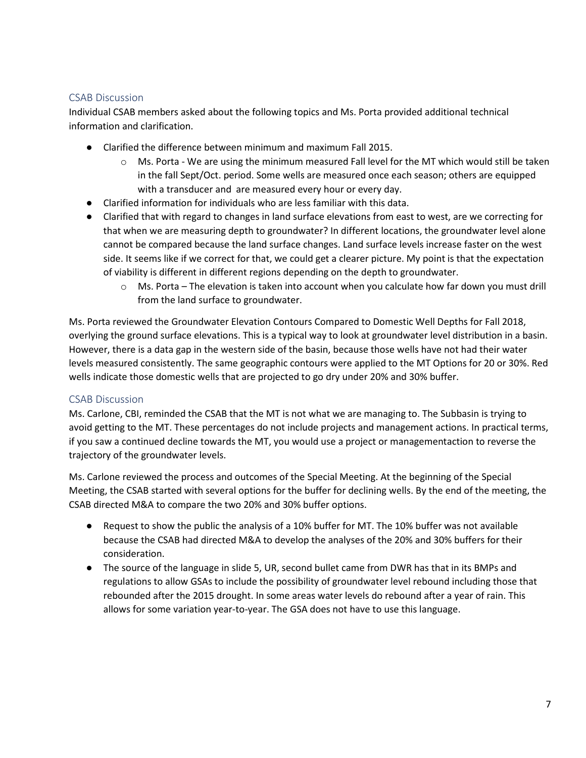### CSAB Discussion

Individual CSAB members asked about the following topics and Ms. Porta provided additional technical information and clarification.

- Clarified the difference between minimum and maximum Fall 2015.
  - Ms. Porta - We are using the minimum measured Fall level for the MT which would still be taken in the fall Sept/Oct. period. Some wells are measured once each season; others are equipped with a transducer and are measured every hour or every day.
- Clarified information for individuals who are less familiar with this data.
- Clarified that with regard to changes in land surface elevations from east to west, are we correcting for that when we are measuring depth to groundwater? In different locations, the groundwater level alone cannot be compared because the land surface changes. Land surface levels increase faster on the west side. It seems like if we correct for that, we could get a clearer picture. My point is that the expectation of viability is different in different regions depending on the depth to groundwater.
  - Ms. Porta – The elevation is taken into account when you calculate how far down you must drill from the land surface to groundwater.

Ms. Porta reviewed the Groundwater Elevation Contours Compared to Domestic Well Depths for Fall 2018, overlying the ground surface elevations. This is a typical way to look at groundwater level distribution in a basin. However, there is a data gap in the western side of the basin, because those wells have not had their water levels measured consistently. The same geographic contours were applied to the MT Options for 20 or 30%. Red wells indicate those domestic wells that are projected to go dry under 20% and 30% buffer.

### CSAB Discussion

Ms. Carlone, CBI, reminded the CSAB that the MT is not what we are managing to. The Subbasin is trying to avoid getting to the MT. These percentages do not include projects and management actions. In practical terms, if you saw a continued decline towards the MT, you would use a project or managementaction to reverse the trajectory of the groundwater levels.

Ms. Carlone reviewed the process and outcomes of the Special Meeting. At the beginning of the Special Meeting, the CSAB started with several options for the buffer for declining wells. By the end of the meeting, the CSAB directed M&A to compare the two 20% and 30% buffer options.

- Request to show the public the analysis of a 10% buffer for MT. The 10% buffer was not available because the CSAB had directed M&A to develop the analyses of the 20% and 30% buffers for their consideration.
- The source of the language in slide 5, UR, second bullet came from DWR has that in its BMPs and regulations to allow GSAs to include the possibility of groundwater level rebound including those that rebounded after the 2015 drought. In some areas water levels do rebound after a year of rain. This allows for some variation year-to-year. The GSA does not have to use this language.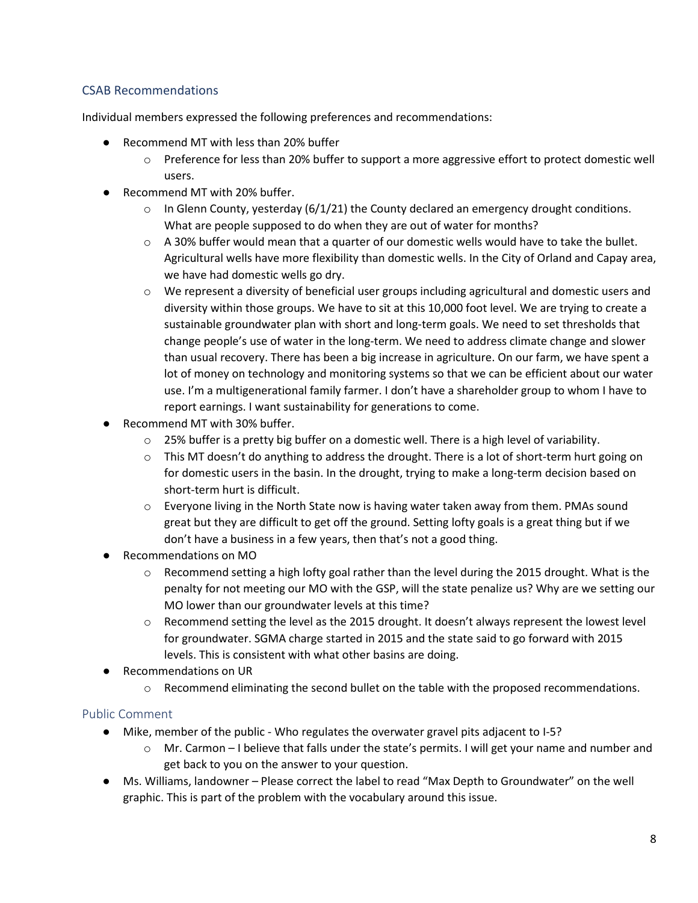## CSAB Recommendations

Individual members expressed the following preferences and recommendations:

- Recommend MT with less than 20% buffer
    - Preference for less than 20% buffer to support a more aggressive effort to protect domestic well users.
- Recommend MT with 20% buffer.
    - In Glenn County, yesterday (6/1/21) the County declared an emergency drought conditions. What are people supposed to do when they are out of water for months?
    - A 30% buffer would mean that a quarter of our domestic wells would have to take the bullet. Agricultural wells have more flexibility than domestic wells. In the City of Orland and Capay area, we have had domestic wells go dry.
    - We represent a diversity of beneficial user groups including agricultural and domestic users and diversity within those groups. We have to sit at this 10,000 foot level. We are trying to create a sustainable groundwater plan with short and long-term goals. We need to set thresholds that change people's use of water in the long-term. We need to address climate change and slower than usual recovery. There has been a big increase in agriculture. On our farm, we have spent a lot of money on technology and monitoring systems so that we can be efficient about our water use. I'm a multigenerational family farmer. I don't have a shareholder group to whom I have to report earnings. I want sustainability for generations to come.
- Recommend MT with 30% buffer.
    - 25% buffer is a pretty big buffer on a domestic well. There is a high level of variability.
    - This MT doesn't do anything to address the drought. There is a lot of short-term hurt going on for domestic users in the basin. In the drought, trying to make a long-term decision based on short-term hurt is difficult.
    - Everyone living in the North State now is having water taken away from them. PMAs sound great but they are difficult to get off the ground. Setting lofty goals is a great thing but if we don't have a business in a few years, then that's not a good thing.
- Recommendations on MO
    - Recommend setting a high lofty goal rather than the level during the 2015 drought. What is the penalty for not meeting our MO with the GSP, will the state penalize us? Why are we setting our MO lower than our groundwater levels at this time?
    - Recommend setting the level as the 2015 drought. It doesn't always represent the lowest level for groundwater. SGMA charge started in 2015 and the state said to go forward with 2015 levels. This is consistent with what other basins are doing.
- Recommendations on UR
    - Recommend eliminating the second bullet on the table with the proposed recommendations.

## Public Comment

- Mike, member of the public - Who regulates the overwater gravel pits adjacent to I-5?
    - Mr. Carmon – I believe that falls under the state's permits. I will get your name and number and get back to you on the answer to your question.
- Ms. Williams, landowner – Please correct the label to read "Max Depth to Groundwater" on the well graphic. This is part of the problem with the vocabulary around this issue.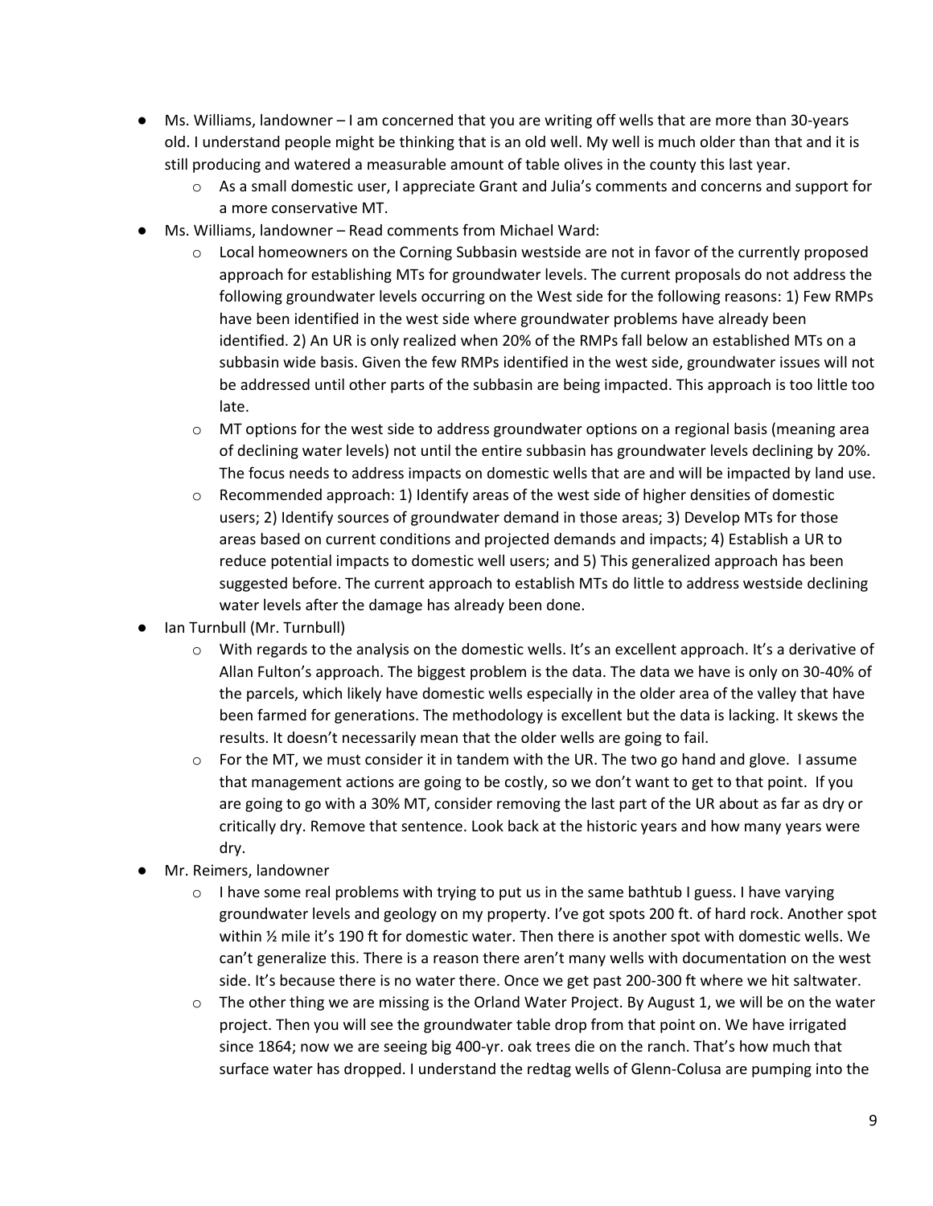- Ms. Williams, landowner – I am concerned that you are writing off wells that are more than 30-years old. I understand people might be thinking that is an old well. My well is much older than that and it is still producing and watered a measurable amount of table olives in the county this last year.
    - As a small domestic user, I appreciate Grant and Julia's comments and concerns and support for a more conservative MT.
- Ms. Williams, landowner – Read comments from Michael Ward:
    - Local homeowners on the Corning Subbasin westside are not in favor of the currently proposed approach for establishing MTs for groundwater levels. The current proposals do not address the following groundwater levels occurring on the West side for the following reasons: 1) Few RMPs have been identified in the west side where groundwater problems have already been identified. 2) An UR is only realized when 20% of the RMPs fall below an established MTs on a subbasin wide basis. Given the few RMPs identified in the west side, groundwater issues will not be addressed until other parts of the subbasin are being impacted. This approach is too little too late.
    - MT options for the west side to address groundwater options on a regional basis (meaning area of declining water levels) not until the entire subbasin has groundwater levels declining by 20%. The focus needs to address impacts on domestic wells that are and will be impacted by land use.
    - Recommended approach: 1) Identify areas of the west side of higher densities of domestic users; 2) Identify sources of groundwater demand in those areas; 3) Develop MTs for those areas based on current conditions and projected demands and impacts; 4) Establish a UR to reduce potential impacts to domestic well users; and 5) This generalized approach has been suggested before. The current approach to establish MTs do little to address westside declining water levels after the damage has already been done.
- Ian Turnbull (Mr. Turnbull)
    - With regards to the analysis on the domestic wells. It's an excellent approach. It's a derivative of Allan Fulton's approach. The biggest problem is the data. The data we have is only on 30-40% of the parcels, which likely have domestic wells especially in the older area of the valley that have been farmed for generations. The methodology is excellent but the data is lacking. It skews the results. It doesn't necessarily mean that the older wells are going to fail.
    - For the MT, we must consider it in tandem with the UR. The two go hand and glove. I assume that management actions are going to be costly, so we don't want to get to that point. If you are going to go with a 30% MT, consider removing the last part of the UR about as far as dry or critically dry. Remove that sentence. Look back at the historic years and how many years were dry.
- Mr. Reimers, landowner
    - I have some real problems with trying to put us in the same bathtub I guess. I have varying groundwater levels and geology on my property. I've got spots 200 ft. of hard rock. Another spot within ½ mile it's 190 ft for domestic water. Then there is another spot with domestic wells. We can't generalize this. There is a reason there aren't many wells with documentation on the west side. It's because there is no water there. Once we get past 200-300 ft where we hit saltwater.
    - The other thing we are missing is the Orland Water Project. By August 1, we will be on the water project. Then you will see the groundwater table drop from that point on. We have irrigated since 1864; now we are seeing big 400-yr. oak trees die on the ranch. That's how much that surface water has dropped. I understand the redtag wells of Glenn-Colusa are pumping into the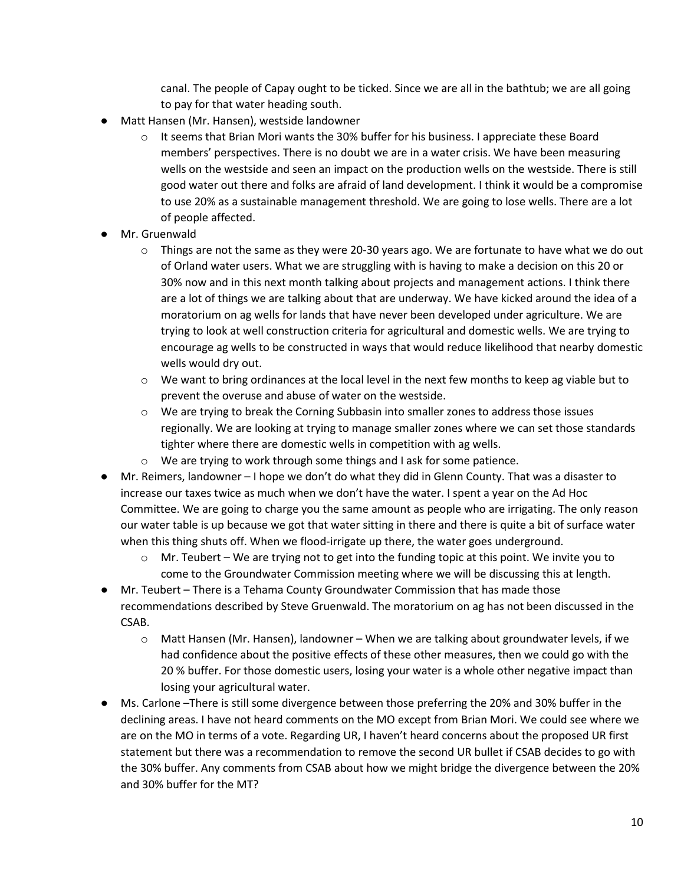canal. The people of Capay ought to be ticked. Since we are all in the bathtub; we are all going to pay for that water heading south.

- Matt Hansen (Mr. Hansen), westside landowner
  - It seems that Brian Mori wants the 30% buffer for his business. I appreciate these Board members' perspectives. There is no doubt we are in a water crisis. We have been measuring wells on the westside and seen an impact on the production wells on the westside. There is still good water out there and folks are afraid of land development. I think it would be a compromise to use 20% as a sustainable management threshold. We are going to lose wells. There are a lot of people affected.
- Mr. Gruenwald
  - Things are not the same as they were 20-30 years ago. We are fortunate to have what we do out of Orland water users. What we are struggling with is having to make a decision on this 20 or 30% now and in this next month talking about projects and management actions. I think there are a lot of things we are talking about that are underway. We have kicked around the idea of a moratorium on ag wells for lands that have never been developed under agriculture. We are trying to look at well construction criteria for agricultural and domestic wells. We are trying to encourage ag wells to be constructed in ways that would reduce likelihood that nearby domestic wells would dry out.
  - We want to bring ordinances at the local level in the next few months to keep ag viable but to prevent the overuse and abuse of water on the westside.
  - We are trying to break the Corning Subbasin into smaller zones to address those issues regionally. We are looking at trying to manage smaller zones where we can set those standards tighter where there are domestic wells in competition with ag wells.
  - We are trying to work through some things and I ask for some patience.
- Mr. Reimers, landowner – I hope we don't do what they did in Glenn County. That was a disaster to increase our taxes twice as much when we don't have the water. I spent a year on the Ad Hoc Committee. We are going to charge you the same amount as people who are irrigating. The only reason our water table is up because we got that water sitting in there and there is quite a bit of surface water when this thing shuts off. When we flood-irrigate up there, the water goes underground.
  - Mr. Teubert – We are trying not to get into the funding topic at this point. We invite you to come to the Groundwater Commission meeting where we will be discussing this at length.
- Mr. Teubert – There is a Tehama County Groundwater Commission that has made those recommendations described by Steve Gruenwald. The moratorium on ag has not been discussed in the CSAB.
  - Matt Hansen (Mr. Hansen), landowner – When we are talking about groundwater levels, if we had confidence about the positive effects of these other measures, then we could go with the 20 % buffer. For those domestic users, losing your water is a whole other negative impact than losing your agricultural water.
- Ms. Carlone –There is still some divergence between those preferring the 20% and 30% buffer in the declining areas. I have not heard comments on the MO except from Brian Mori. We could see where we are on the MO in terms of a vote. Regarding UR, I haven't heard concerns about the proposed UR first statement but there was a recommendation to remove the second UR bullet if CSAB decides to go with the 30% buffer. Any comments from CSAB about how we might bridge the divergence between the 20% and 30% buffer for the MT?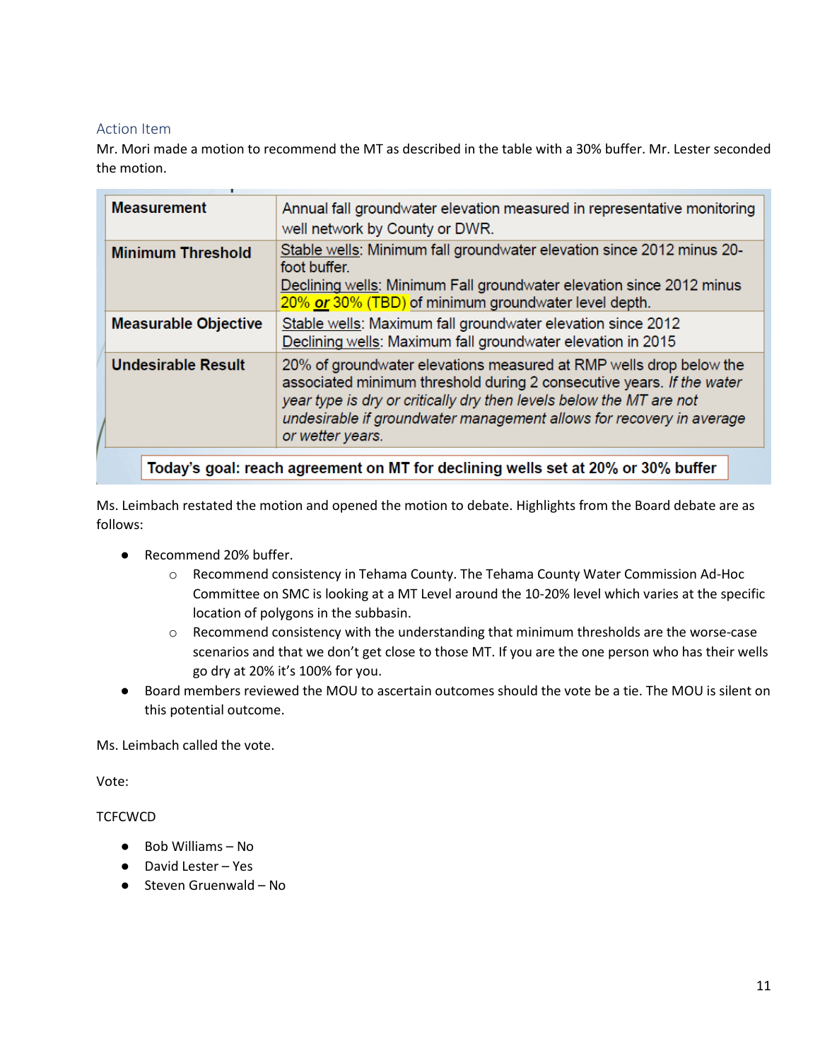### Action Item

Mr. Mori made a motion to recommend the MT as described in the table with a 30% buffer. Mr. Lester seconded the motion.

| **Measurement** | Annual fall groundwater elevation measured in representative monitoring well network by County or DWR. |
|---|---|
| **Minimum Threshold** | Stable wells: Minimum fall groundwater elevation since 2012 minus 20-foot buffer.<br>Declining wells: Minimum Fall groundwater elevation since 2012 minus 20% ***or*** 30% (TBD) of minimum groundwater level depth. |
| **Measurable Objective** | Stable wells: Maximum fall groundwater elevation since 2012<br>Declining wells: Maximum fall groundwater elevation in 2015 |
| **Undesirable Result** | 20% of groundwater elevations measured at RMP wells drop below the associated minimum threshold during 2 consecutive years. *If the water year type is dry or critically dry then levels below the MT are not undesirable if groundwater management allows for recovery in average or wetter years.* |

**Today's goal: reach agreement on MT for declining wells set at 20% or 30% buffer**

Ms. Leimbach restated the motion and opened the motion to debate. Highlights from the Board debate are as follows:

- Recommend 20% buffer.
  - Recommend consistency in Tehama County. The Tehama County Water Commission Ad-Hoc Committee on SMC is looking at a MT Level around the 10-20% level which varies at the specific location of polygons in the subbasin.
  - Recommend consistency with the understanding that minimum thresholds are the worse-case scenarios and that we don't get close to those MT. If you are the one person who has their wells go dry at 20% it's 100% for you.
- Board members reviewed the MOU to ascertain outcomes should the vote be a tie. The MOU is silent on this potential outcome.

Ms. Leimbach called the vote.

Vote:

TCFCWCD

- Bob Williams – No
- David Lester – Yes
- Steven Gruenwald – No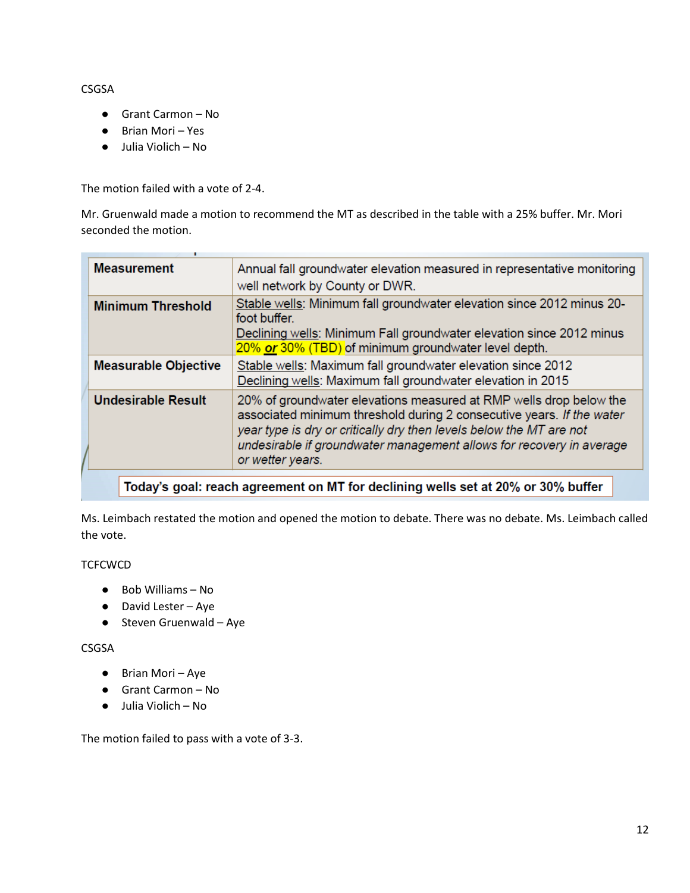CSGSA

- Grant Carmon – No
- Brian Mori – Yes
- Julia Violich – No

The motion failed with a vote of 2-4.

Mr. Gruenwald made a motion to recommend the MT as described in the table with a 25% buffer. Mr. Mori seconded the motion.

| **Measurement** | Annual fall groundwater elevation measured in representative monitoring well network by County or DWR. |
|---|---|
| **Minimum Threshold** | Stable wells: Minimum fall groundwater elevation since 2012 minus 20-foot buffer. Declining wells: Minimum Fall groundwater elevation since 2012 minus 20% ***or*** 30% (TBD) of minimum groundwater level depth. |
| **Measurable Objective** | Stable wells: Maximum fall groundwater elevation since 2012 Declining wells: Maximum fall groundwater elevation in 2015 |
| **Undesirable Result** | 20% of groundwater elevations measured at RMP wells drop below the associated minimum threshold during 2 consecutive years. *If the water year type is dry or critically dry then levels below the MT are not undesirable if groundwater management allows for recovery in average or wetter years.* |

**Today's goal: reach agreement on MT for declining wells set at 20% or 30% buffer**

Ms. Leimbach restated the motion and opened the motion to debate. There was no debate. Ms. Leimbach called the vote.

TCFCWCD

- Bob Williams – No
- David Lester – Aye
- Steven Gruenwald – Aye

CSGSA

- Brian Mori – Aye
- Grant Carmon – No
- Julia Violich – No

The motion failed to pass with a vote of 3-3.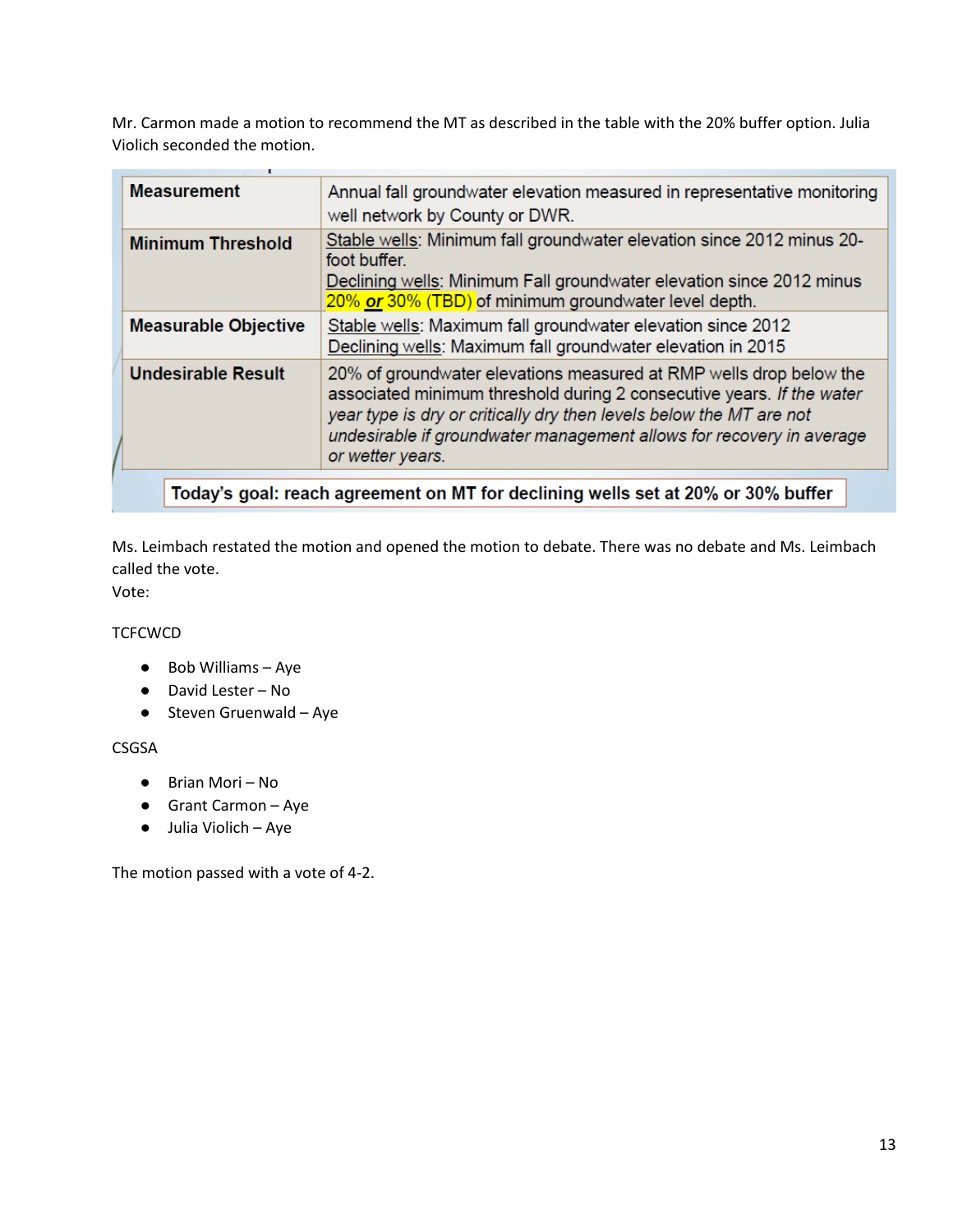Mr. Carmon made a motion to recommend the MT as described in the table with the 20% buffer option. Julia Violich seconded the motion.

| **Measurement** | Annual fall groundwater elevation measured in representative monitoring well network by County or DWR. |
|---|---|
| **Minimum Threshold** | Stable wells: Minimum fall groundwater elevation since 2012 minus 20-foot buffer.<br>Declining wells: Minimum Fall groundwater elevation since 2012 minus 20% ***or*** 30% (TBD) of minimum groundwater level depth. |
| **Measurable Objective** | Stable wells: Maximum fall groundwater elevation since 2012<br>Declining wells: Maximum fall groundwater elevation in 2015 |
| **Undesirable Result** | 20% of groundwater elevations measured at RMP wells drop below the associated minimum threshold during 2 consecutive years. *If the water year type is dry or critically dry then levels below the MT are not undesirable if groundwater management allows for recovery in average or wetter years.* |

**Today's goal: reach agreement on MT for declining wells set at 20% or 30% buffer**

Ms. Leimbach restated the motion and opened the motion to debate. There was no debate and Ms. Leimbach called the vote.

Vote:

TCFCWCD

- Bob Williams – Aye
- David Lester – No
- Steven Gruenwald – Aye

CSGSA

- Brian Mori – No
- Grant Carmon – Aye
- Julia Violich – Aye

The motion passed with a vote of 4-2.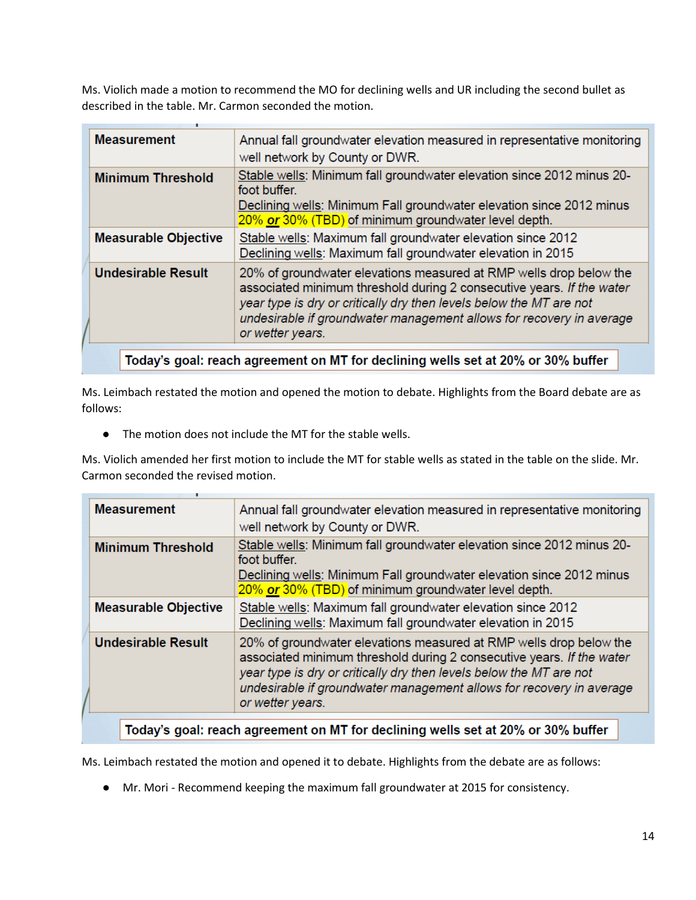Ms. Violich made a motion to recommend the MO for declining wells and UR including the second bullet as described in the table. Mr. Carmon seconded the motion.

| | |
|---|---|
| **Measurement** | Annual fall groundwater elevation measured in representative monitoring well network by County or DWR. |
| **Minimum Threshold** | Stable wells: Minimum fall groundwater elevation since 2012 minus 20-foot buffer. Declining wells: Minimum Fall groundwater elevation since 2012 minus 20% ***or*** 30% (TBD) of minimum groundwater level depth. |
| **Measurable Objective** | Stable wells: Maximum fall groundwater elevation since 2012 Declining wells: Maximum fall groundwater elevation in 2015 |
| **Undesirable Result** | 20% of groundwater elevations measured at RMP wells drop below the associated minimum threshold during 2 consecutive years. *If the water year type is dry or critically dry then levels below the MT are not undesirable if groundwater management allows for recovery in average or wetter years.* |

**Today's goal: reach agreement on MT for declining wells set at 20% or 30% buffer**

Ms. Leimbach restated the motion and opened the motion to debate. Highlights from the Board debate are as follows:

- The motion does not include the MT for the stable wells.

Ms. Violich amended her first motion to include the MT for stable wells as stated in the table on the slide. Mr. Carmon seconded the revised motion.

| | |
|---|---|
| **Measurement** | Annual fall groundwater elevation measured in representative monitoring well network by County or DWR. |
| **Minimum Threshold** | Stable wells: Minimum fall groundwater elevation since 2012 minus 20-foot buffer. Declining wells: Minimum Fall groundwater elevation since 2012 minus 20% ***or*** 30% (TBD) of minimum groundwater level depth. |
| **Measurable Objective** | Stable wells: Maximum fall groundwater elevation since 2012 Declining wells: Maximum fall groundwater elevation in 2015 |
| **Undesirable Result** | 20% of groundwater elevations measured at RMP wells drop below the associated minimum threshold during 2 consecutive years. *If the water year type is dry or critically dry then levels below the MT are not undesirable if groundwater management allows for recovery in average or wetter years.* |

**Today's goal: reach agreement on MT for declining wells set at 20% or 30% buffer**

Ms. Leimbach restated the motion and opened it to debate. Highlights from the debate are as follows:

- Mr. Mori - Recommend keeping the maximum fall groundwater at 2015 for consistency.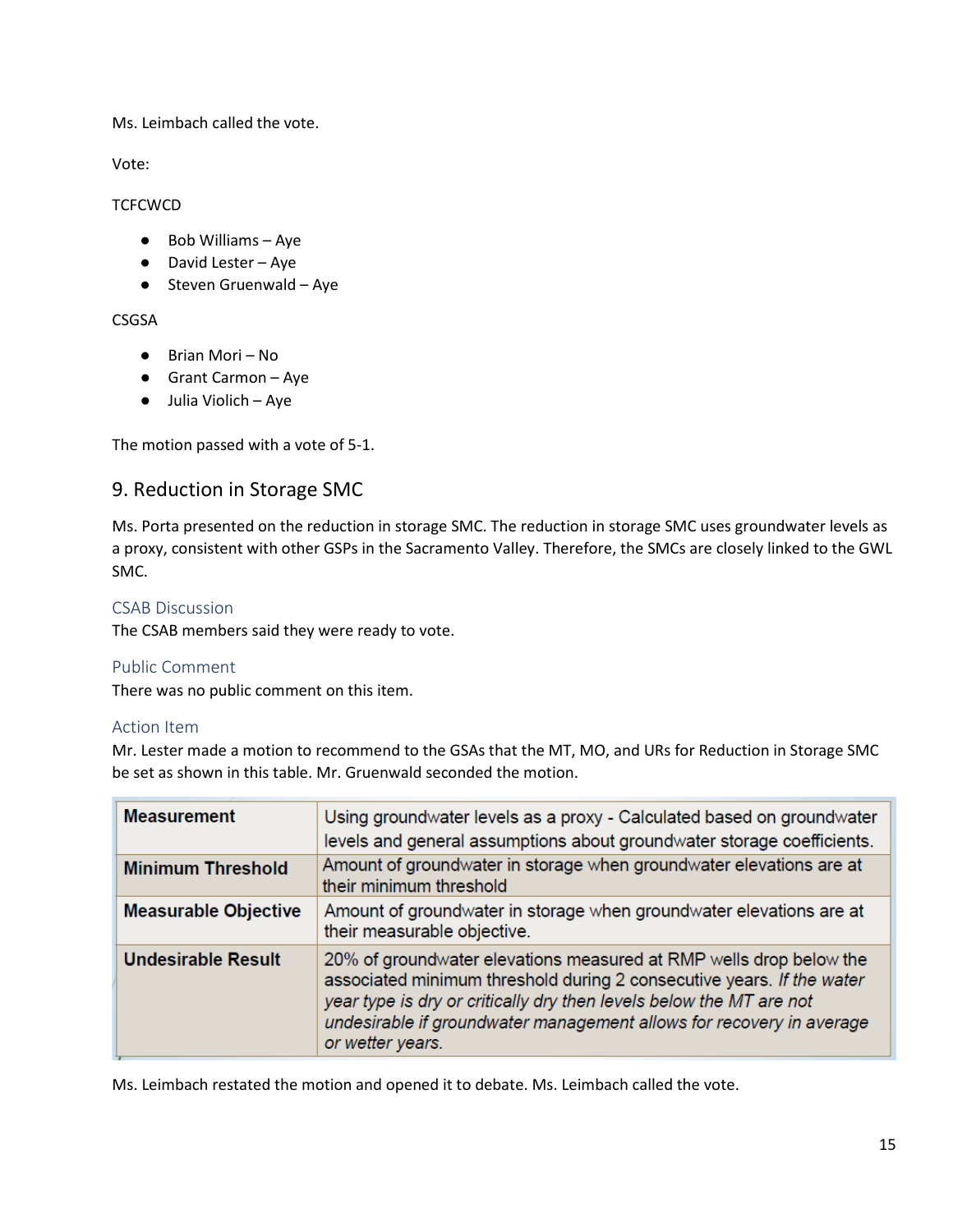Ms. Leimbach called the vote.

Vote:

TCFCWCD

- Bob Williams – Aye
- David Lester – Aye
- Steven Gruenwald – Aye

CSGSA

- Brian Mori – No
- Grant Carmon – Aye
- Julia Violich – Aye

The motion passed with a vote of 5-1.

## 9. Reduction in Storage SMC

Ms. Porta presented on the reduction in storage SMC. The reduction in storage SMC uses groundwater levels as a proxy, consistent with other GSPs in the Sacramento Valley. Therefore, the SMCs are closely linked to the GWL SMC.

### CSAB Discussion

The CSAB members said they were ready to vote.

### Public Comment

There was no public comment on this item.

### Action Item

Mr. Lester made a motion to recommend to the GSAs that the MT, MO, and URs for Reduction in Storage SMC be set as shown in this table. Mr. Gruenwald seconded the motion.

| | |
|---|---|
| **Measurement** | Using groundwater levels as a proxy - Calculated based on groundwater levels and general assumptions about groundwater storage coefficients. |
| **Minimum Threshold** | Amount of groundwater in storage when groundwater elevations are at their minimum threshold |
| **Measurable Objective** | Amount of groundwater in storage when groundwater elevations are at their measurable objective. |
| **Undesirable Result** | 20% of groundwater elevations measured at RMP wells drop below the associated minimum threshold during 2 consecutive years. *If the water year type is dry or critically dry then levels below the MT are not undesirable if groundwater management allows for recovery in average or wetter years.* |

Ms. Leimbach restated the motion and opened it to debate. Ms. Leimbach called the vote.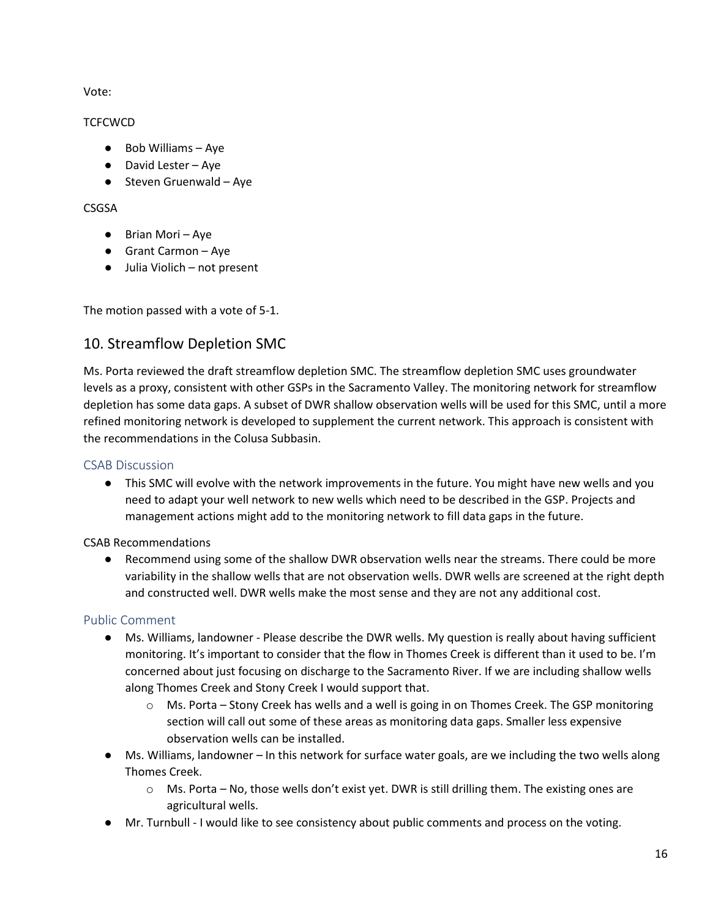Vote:

TCFCWCD

- Bob Williams – Aye
- David Lester – Aye
- Steven Gruenwald – Aye

CSGSA

- Brian Mori – Aye
- Grant Carmon – Aye
- Julia Violich – not present

The motion passed with a vote of 5-1.

## 10. Streamflow Depletion SMC

Ms. Porta reviewed the draft streamflow depletion SMC. The streamflow depletion SMC uses groundwater levels as a proxy, consistent with other GSPs in the Sacramento Valley. The monitoring network for streamflow depletion has some data gaps. A subset of DWR shallow observation wells will be used for this SMC, until a more refined monitoring network is developed to supplement the current network. This approach is consistent with the recommendations in the Colusa Subbasin.

### CSAB Discussion

- This SMC will evolve with the network improvements in the future. You might have new wells and you need to adapt your well network to new wells which need to be described in the GSP. Projects and management actions might add to the monitoring network to fill data gaps in the future.

CSAB Recommendations

- Recommend using some of the shallow DWR observation wells near the streams. There could be more variability in the shallow wells that are not observation wells. DWR wells are screened at the right depth and constructed well. DWR wells make the most sense and they are not any additional cost.

### Public Comment

- Ms. Williams, landowner - Please describe the DWR wells. My question is really about having sufficient monitoring. It's important to consider that the flow in Thomes Creek is different than it used to be. I'm concerned about just focusing on discharge to the Sacramento River. If we are including shallow wells along Thomes Creek and Stony Creek I would support that.
  - Ms. Porta – Stony Creek has wells and a well is going in on Thomes Creek. The GSP monitoring section will call out some of these areas as monitoring data gaps. Smaller less expensive observation wells can be installed.
- Ms. Williams, landowner – In this network for surface water goals, are we including the two wells along Thomes Creek.
  - Ms. Porta – No, those wells don't exist yet. DWR is still drilling them. The existing ones are agricultural wells.
- Mr. Turnbull - I would like to see consistency about public comments and process on the voting.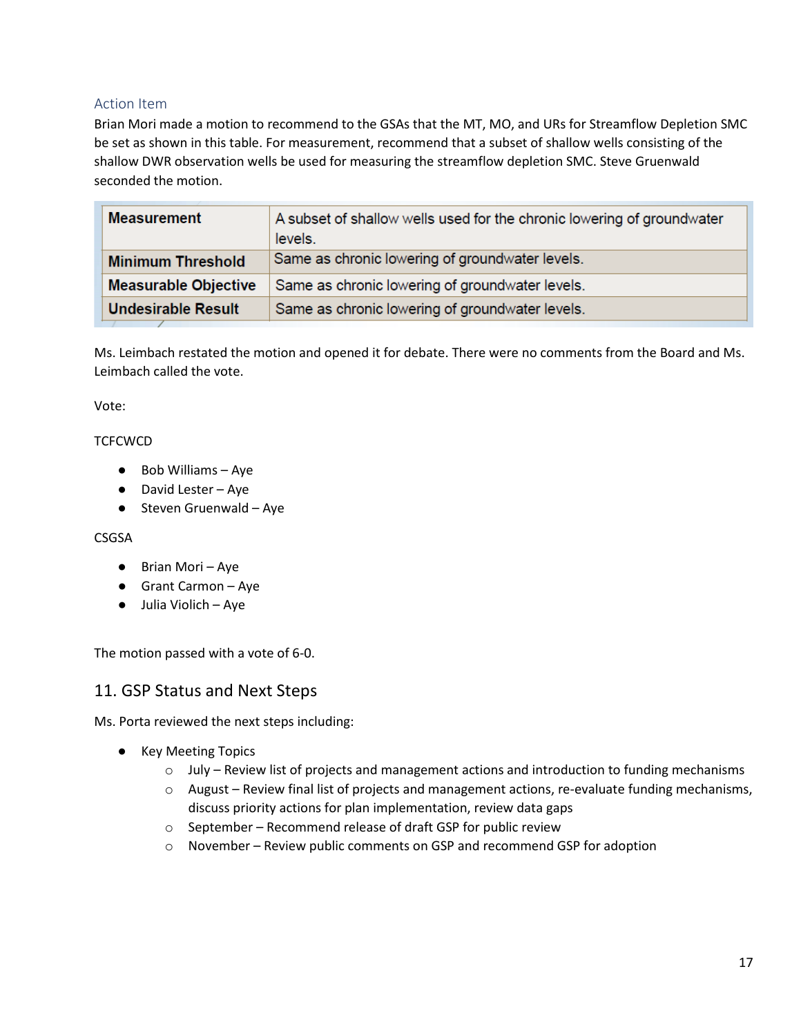### Action Item

Brian Mori made a motion to recommend to the GSAs that the MT, MO, and URs for Streamflow Depletion SMC be set as shown in this table. For measurement, recommend that a subset of shallow wells consisting of the shallow DWR observation wells be used for measuring the streamflow depletion SMC. Steve Gruenwald seconded the motion.

| **Measurement** | A subset of shallow wells used for the chronic lowering of groundwater levels. |
|---|---|
| **Minimum Threshold** | Same as chronic lowering of groundwater levels. |
| **Measurable Objective** | Same as chronic lowering of groundwater levels. |
| **Undesirable Result** | Same as chronic lowering of groundwater levels. |

Ms. Leimbach restated the motion and opened it for debate. There were no comments from the Board and Ms. Leimbach called the vote.

Vote:

TCFCWCD

- Bob Williams – Aye
- David Lester – Aye
- Steven Gruenwald – Aye

CSGSA

- Brian Mori – Aye
- Grant Carmon – Aye
- Julia Violich – Aye

The motion passed with a vote of 6-0.

## 11. GSP Status and Next Steps

Ms. Porta reviewed the next steps including:

- Key Meeting Topics
  - July – Review list of projects and management actions and introduction to funding mechanisms
  - August – Review final list of projects and management actions, re-evaluate funding mechanisms, discuss priority actions for plan implementation, review data gaps
  - September – Recommend release of draft GSP for public review
  - November – Review public comments on GSP and recommend GSP for adoption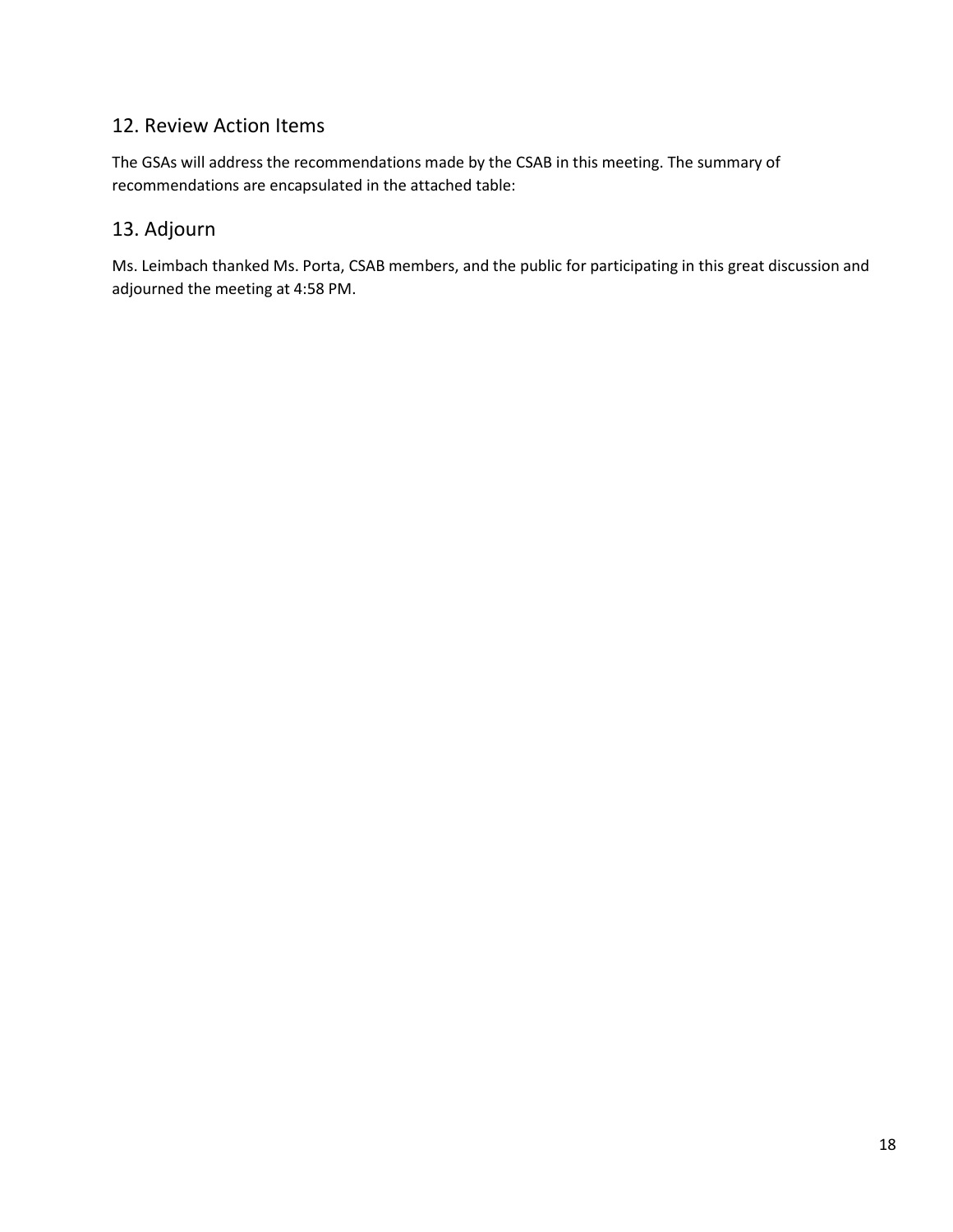## 12. Review Action Items

The GSAs will address the recommendations made by the CSAB in this meeting. The summary of recommendations are encapsulated in the attached table:

## 13. Adjourn

Ms. Leimbach thanked Ms. Porta, CSAB members, and the public for participating in this great discussion and adjourned the meeting at 4:58 PM.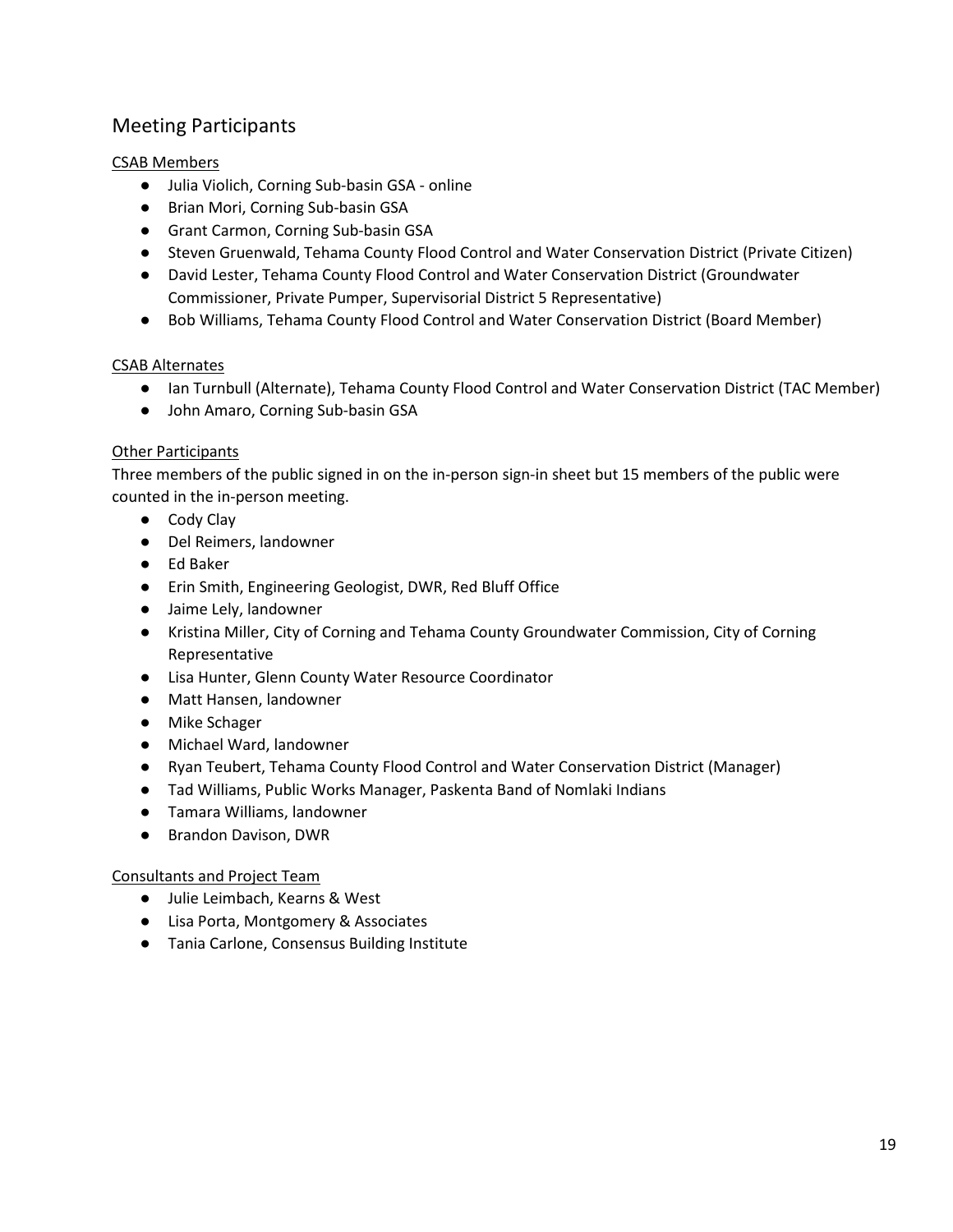## Meeting Participants

CSAB Members

- Julia Violich, Corning Sub-basin GSA - online
- Brian Mori, Corning Sub-basin GSA
- Grant Carmon, Corning Sub-basin GSA
- Steven Gruenwald, Tehama County Flood Control and Water Conservation District (Private Citizen)
- David Lester, Tehama County Flood Control and Water Conservation District (Groundwater Commissioner, Private Pumper, Supervisorial District 5 Representative)
- Bob Williams, Tehama County Flood Control and Water Conservation District (Board Member)

CSAB Alternates

- Ian Turnbull (Alternate), Tehama County Flood Control and Water Conservation District (TAC Member)
- John Amaro, Corning Sub-basin GSA

Other Participants

Three members of the public signed in on the in-person sign-in sheet but 15 members of the public were counted in the in-person meeting.

- Cody Clay
- Del Reimers, landowner
- Ed Baker
- Erin Smith, Engineering Geologist, DWR, Red Bluff Office
- Jaime Lely, landowner
- Kristina Miller, City of Corning and Tehama County Groundwater Commission, City of Corning Representative
- Lisa Hunter, Glenn County Water Resource Coordinator
- Matt Hansen, landowner
- Mike Schager
- Michael Ward, landowner
- Ryan Teubert, Tehama County Flood Control and Water Conservation District (Manager)
- Tad Williams, Public Works Manager, Paskenta Band of Nomlaki Indians
- Tamara Williams, landowner
- Brandon Davison, DWR

Consultants and Project Team

- Julie Leimbach, Kearns & West
- Lisa Porta, Montgomery & Associates
- Tania Carlone, Consensus Building Institute